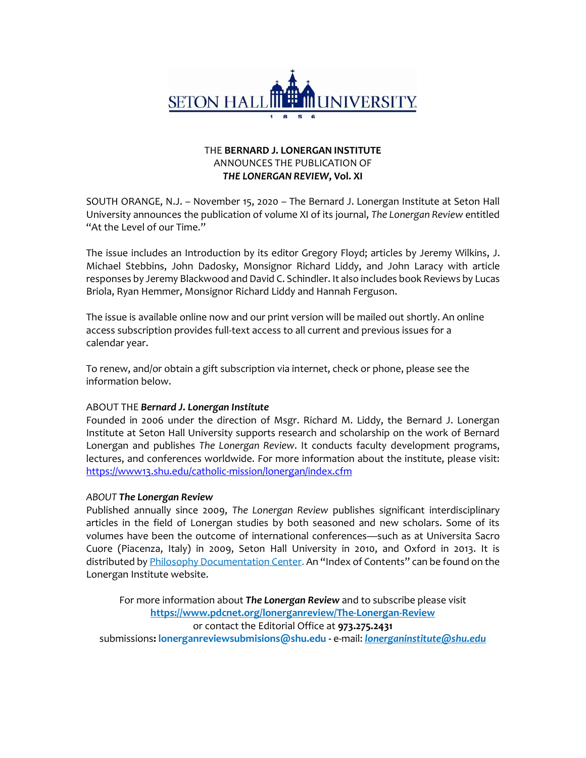SETON HALL UNIVERSITY

1856

THE **BERNARD J. LONERGAN INSTITUTE**
ANNOUNCES THE PUBLICATION OF
***THE LONERGAN REVIEW*, Vol. XI**

SOUTH ORANGE, N.J. – November 15, 2020 – The Bernard J. Lonergan Institute at Seton Hall University announces the publication of volume XI of its journal, *The Lonergan Review* entitled "At the Level of our Time."

The issue includes an Introduction by its editor Gregory Floyd; articles by Jeremy Wilkins, J. Michael Stebbins, John Dadosky, Monsignor Richard Liddy, and John Laracy with article responses by Jeremy Blackwood and David C. Schindler. It also includes book Reviews by Lucas Briola, Ryan Hemmer, Monsignor Richard Liddy and Hannah Ferguson.

The issue is available online now and our print version will be mailed out shortly. An online access subscription provides full-text access to all current and previous issues for a calendar year.

To renew, and/or obtain a gift subscription via internet, check or phone, please see the information below.

ABOUT THE ***Bernard J. Lonergan Institute***

Founded in 2006 under the direction of Msgr. Richard M. Liddy, the Bernard J. Lonergan Institute at Seton Hall University supports research and scholarship on the work of Bernard Lonergan and publishes *The Lonergan Review*. It conducts faculty development programs, lectures, and conferences worldwide. For more information about the institute, please visit: https://www13.shu.edu/catholic-mission/lonergan/index.cfm

*ABOUT* ***The Lonergan Review***

Published annually since 2009, *The Lonergan Review* publishes significant interdisciplinary articles in the field of Lonergan studies by both seasoned and new scholars. Some of its volumes have been the outcome of international conferences—such as at Universita Sacro Cuore (Piacenza, Italy) in 2009, Seton Hall University in 2010, and Oxford in 2013. It is distributed by Philosophy Documentation Center. An "Index of Contents" can be found on the Lonergan Institute website.

For more information about ***The Lonergan Review*** and to subscribe please visit
**https://www.pdcnet.org/lonerganreview/The-Lonergan-Review**
or contact the Editorial Office at **973.275.2431**
submissions**: lonerganreviewsubmisions@shu.edu** - e-mail: ***lonerganinstitute@shu.edu***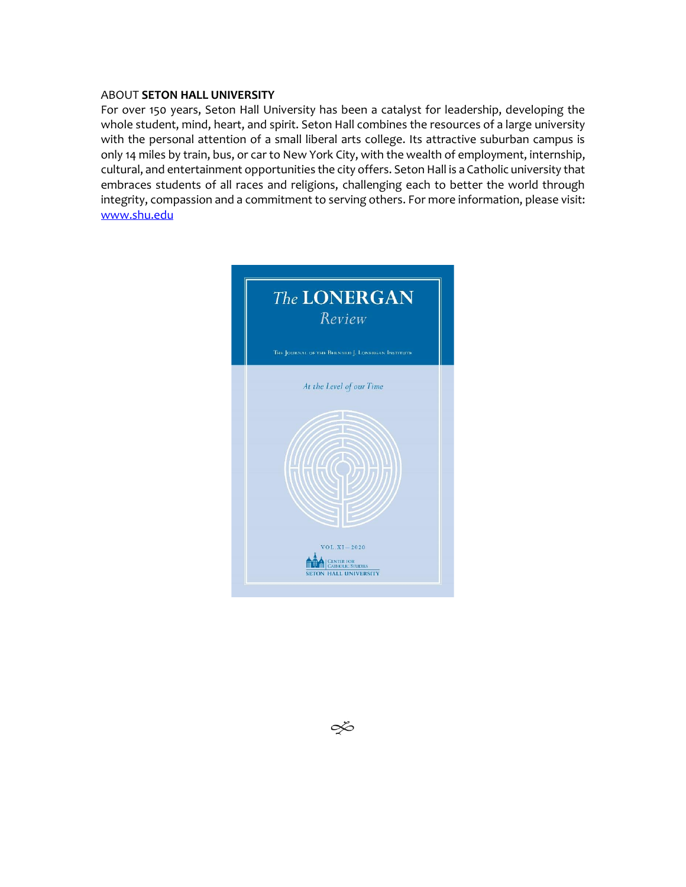ABOUT **SETON HALL UNIVERSITY**

For over 150 years, Seton Hall University has been a catalyst for leadership, developing the whole student, mind, heart, and spirit. Seton Hall combines the resources of a large university with the personal attention of a small liberal arts college. Its attractive suburban campus is only 14 miles by train, bus, or car to New York City, with the wealth of employment, internship, cultural, and entertainment opportunities the city offers. Seton Hall is a Catholic university that embraces students of all races and religions, challenging each to better the world through integrity, compassion and a commitment to serving others. For more information, please visit: [www.shu.edu](www.shu.edu)

*The* **LONERGAN**
*Review*

The Journal of the Bernard J. Lonergan Institute

*At the Level of our Time*

VOL. XI — 2020

Center for Catholic Studies
SETON HALL UNIVERSITY